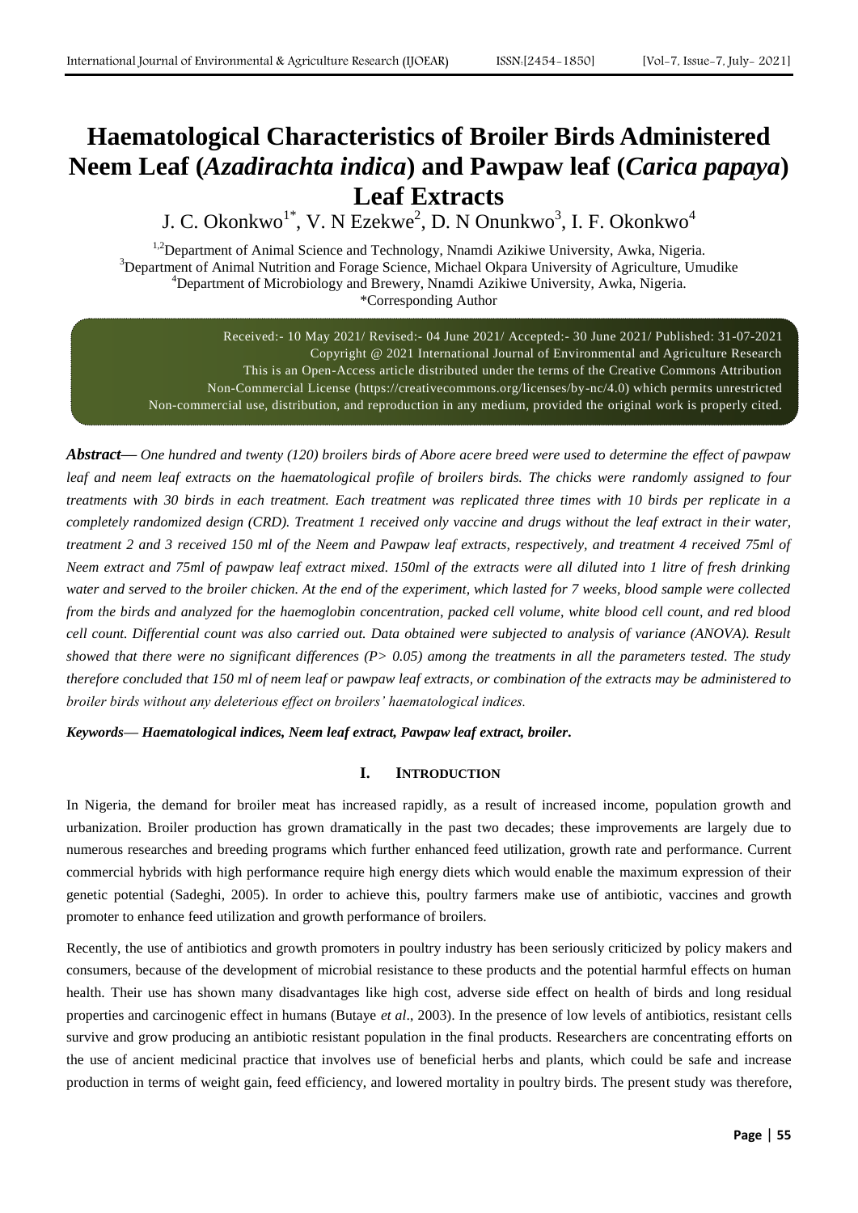# Haematological Characteristics of Broiler Birds Administered Neem Leaf (*Azadirachta indica*) and Pawpaw leaf (*Carica papaya*) Leaf Extracts

J. C. Okonkwo[1*], V. N Ezekwe[2], D. N Onunkwo[3], I. F. Okonkwo[4]

[1,2]Department of Animal Science and Technology, Nnamdi Azikiwe University, Awka, Nigeria.
[3]Department of Animal Nutrition and Forage Science, Michael Okpara University of Agriculture, Umudike
[4]Department of Microbiology and Brewery, Nnamdi Azikiwe University, Awka, Nigeria.
*Corresponding Author

Received:- 10 May 2021/ Revised:- 04 June 2021/ Accepted:- 30 June 2021/ Published: 31-07-2021
Copyright @ 2021 International Journal of Environmental and Agriculture Research
This is an Open-Access article distributed under the terms of the Creative Commons Attribution Non-Commercial License (https://creativecommons.org/licenses/by-nc/4.0) which permits unrestricted Non-commercial use, distribution, and reproduction in any medium, provided the original work is properly cited.

***Abstract—*** *One hundred and twenty (120) broilers birds of Abore acere breed were used to determine the effect of pawpaw leaf and neem leaf extracts on the haematological profile of broilers birds. The chicks were randomly assigned to four treatments with 30 birds in each treatment. Each treatment was replicated three times with 10 birds per replicate in a completely randomized design (CRD). Treatment 1 received only vaccine and drugs without the leaf extract in their water, treatment 2 and 3 received 150 ml of the Neem and Pawpaw leaf extracts, respectively, and treatment 4 received 75ml of Neem extract and 75ml of pawpaw leaf extract mixed. 150ml of the extracts were all diluted into 1 litre of fresh drinking water and served to the broiler chicken. At the end of the experiment, which lasted for 7 weeks, blood sample were collected from the birds and analyzed for the haemoglobin concentration, packed cell volume, white blood cell count, and red blood cell count. Differential count was also carried out. Data obtained were subjected to analysis of variance (ANOVA). Result showed that there were no significant differences (P> 0.05) among the treatments in all the parameters tested. The study therefore concluded that 150 ml of neem leaf or pawpaw leaf extracts, or combination of the extracts may be administered to broiler birds without any deleterious effect on broilers' haematological indices.*

***Keywords— Haematological indices, Neem leaf extract, Pawpaw leaf extract, broiler.***

## I. INTRODUCTION

In Nigeria, the demand for broiler meat has increased rapidly, as a result of increased income, population growth and urbanization. Broiler production has grown dramatically in the past two decades; these improvements are largely due to numerous researches and breeding programs which further enhanced feed utilization, growth rate and performance. Current commercial hybrids with high performance require high energy diets which would enable the maximum expression of their genetic potential (Sadeghi, 2005). In order to achieve this, poultry farmers make use of antibiotic, vaccines and growth promoter to enhance feed utilization and growth performance of broilers.

Recently, the use of antibiotics and growth promoters in poultry industry has been seriously criticized by policy makers and consumers, because of the development of microbial resistance to these products and the potential harmful effects on human health. Their use has shown many disadvantages like high cost, adverse side effect on health of birds and long residual properties and carcinogenic effect in humans (Butaye *et al*., 2003). In the presence of low levels of antibiotics, resistant cells survive and grow producing an antibiotic resistant population in the final products. Researchers are concentrating efforts on the use of ancient medicinal practice that involves use of beneficial herbs and plants, which could be safe and increase production in terms of weight gain, feed efficiency, and lowered mortality in poultry birds. The present study was therefore,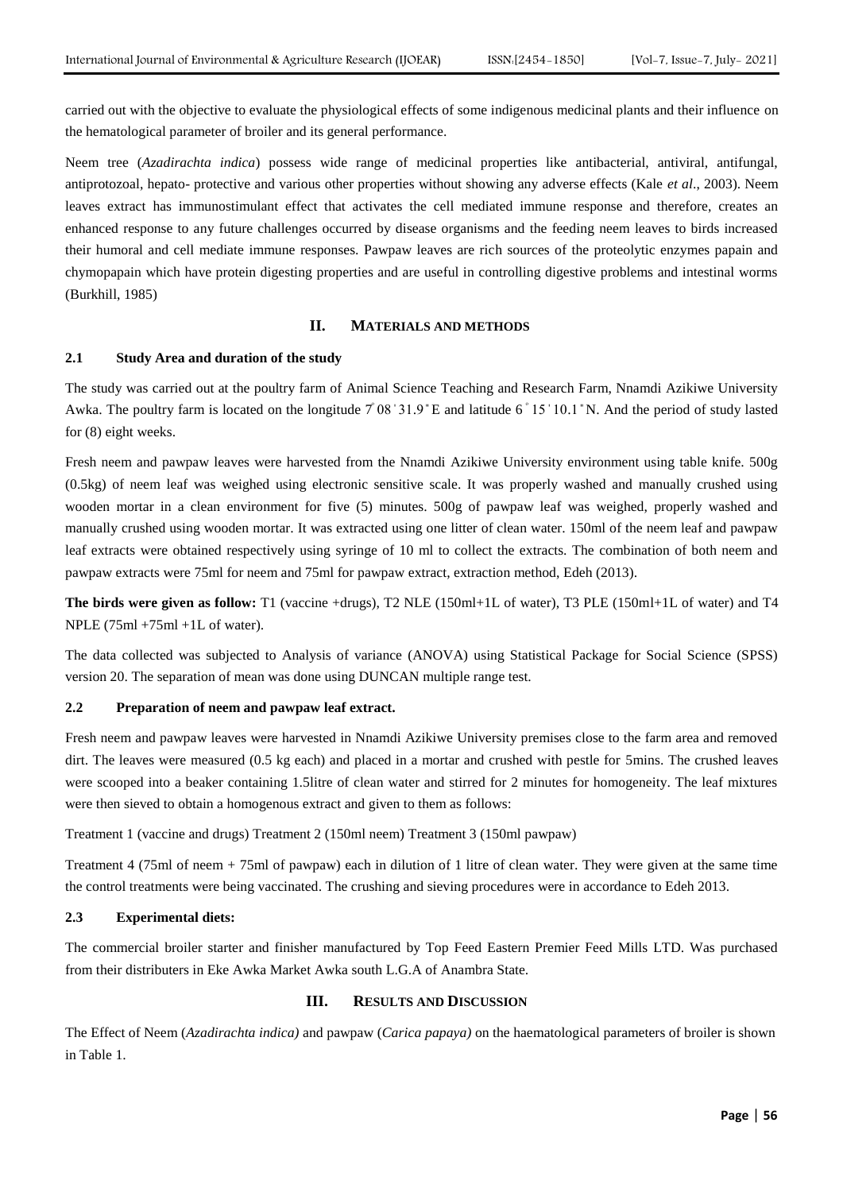carried out with the objective to evaluate the physiological effects of some indigenous medicinal plants and their influence on the hematological parameter of broiler and its general performance.

Neem tree (*Azadirachta indica*) possess wide range of medicinal properties like antibacterial, antiviral, antifungal, antiprotozoal, hepato- protective and various other properties without showing any adverse effects (Kale *et al*., 2003). Neem leaves extract has immunostimulant effect that activates the cell mediated immune response and therefore, creates an enhanced response to any future challenges occurred by disease organisms and the feeding neem leaves to birds increased their humoral and cell mediate immune responses. Pawpaw leaves are rich sources of the proteolytic enzymes papain and chymopapain which have protein digesting properties and are useful in controlling digestive problems and intestinal worms (Burkhill, 1985)

## II. MATERIALS AND METHODS

### 2.1 Study Area and duration of the study

The study was carried out at the poultry farm of Animal Science Teaching and Research Farm, Nnamdi Azikiwe University Awka. The poultry farm is located on the longitude 7° 08 ' 31.9 " E and latitude 6 ° 15 ' 10.1 " N. And the period of study lasted for (8) eight weeks.

Fresh neem and pawpaw leaves were harvested from the Nnamdi Azikiwe University environment using table knife. 500g (0.5kg) of neem leaf was weighed using electronic sensitive scale. It was properly washed and manually crushed using wooden mortar in a clean environment for five (5) minutes. 500g of pawpaw leaf was weighed, properly washed and manually crushed using wooden mortar. It was extracted using one litter of clean water. 150ml of the neem leaf and pawpaw leaf extracts were obtained respectively using syringe of 10 ml to collect the extracts. The combination of both neem and pawpaw extracts were 75ml for neem and 75ml for pawpaw extract, extraction method, Edeh (2013).

**The birds were given as follow:** T1 (vaccine +drugs), T2 NLE (150ml+1L of water), T3 PLE (150ml+1L of water) and T4 NPLE (75ml +75ml +1L of water).

The data collected was subjected to Analysis of variance (ANOVA) using Statistical Package for Social Science (SPSS) version 20. The separation of mean was done using DUNCAN multiple range test.

### 2.2 Preparation of neem and pawpaw leaf extract.

Fresh neem and pawpaw leaves were harvested in Nnamdi Azikiwe University premises close to the farm area and removed dirt. The leaves were measured (0.5 kg each) and placed in a mortar and crushed with pestle for 5mins. The crushed leaves were scooped into a beaker containing 1.5litre of clean water and stirred for 2 minutes for homogeneity. The leaf mixtures were then sieved to obtain a homogenous extract and given to them as follows:

Treatment 1 (vaccine and drugs) Treatment 2 (150ml neem) Treatment 3 (150ml pawpaw)

Treatment 4 (75ml of neem + 75ml of pawpaw) each in dilution of 1 litre of clean water. They were given at the same time the control treatments were being vaccinated. The crushing and sieving procedures were in accordance to Edeh 2013.

### 2.3 Experimental diets:

The commercial broiler starter and finisher manufactured by Top Feed Eastern Premier Feed Mills LTD. Was purchased from their distributers in Eke Awka Market Awka south L.G.A of Anambra State.

## III. RESULTS AND DISCUSSION

The Effect of Neem (*Azadirachta indica)* and pawpaw (*Carica papaya)* on the haematological parameters of broiler is shown in Table 1.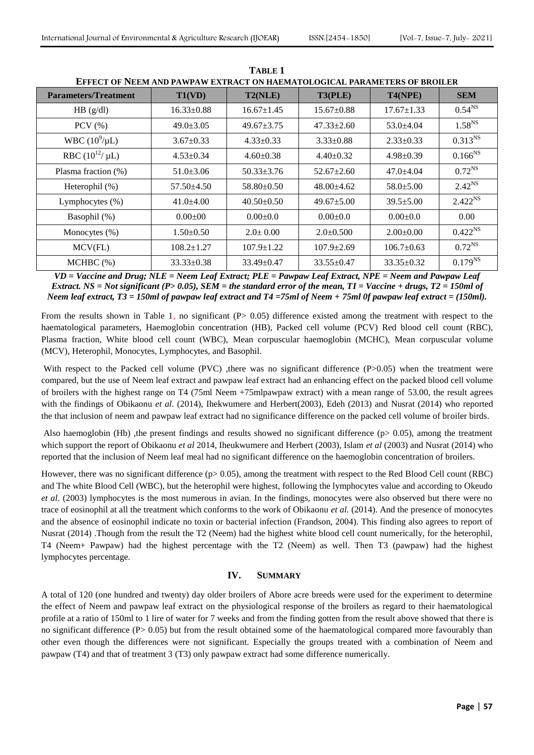**TABLE 1**

**EFFECT OF NEEM AND PAWPAW EXTRACT ON HAEMATOLOGICAL PARAMETERS OF BROILER**

| Parameters/Treatment | T1(VD) | T2(NLE) | T3(PLE) | T4(NPE) | SEM |
|---|---|---|---|---|---|
| HB (g/dl) | 16.33±0.88 | 16.67±1.45 | 15.67±0.88 | 17.67±1.33 | $0.54^{NS}$ |
| PCV (%) | 49.0±3.05 | 49.67±3.75 | 47.33±2.60 | 53.0±4.04 | $1.58^{NS}$ |
| WBC ($10^9$/μL) | 3.67±0.33 | 4.33±0.33 | 3.33±0.88 | 2.33±0.33 | $0.313^{NS}$ |
| RBC ($10^{12}$/ μL) | 4.53±0.34 | 4.60±0.38 | 4.40±0.32 | 4.98±0.39 | $0.166^{NS}$ |
| Plasma fraction (%) | 51.0±3.06 | 50.33±3.76 | 52.67±2.60 | 47.0±4.04 | $0.72^{NS}$ |
| Heterophil (%) | 57.50±4.50 | 58.80±0.50 | 48.00±4.62 | 58.0±5.00 | $2.42^{NS}$ |
| Lymphocytes (%) | 41.0±4.00 | 40.50±0.50 | 49.67±5.00 | 39.5±5.00 | $2.422^{NS}$ |
| Basophil (%) | 0.00±00 | 0.00±0.0 | 0.00±0.0 | 0.00±0.0 | 0.00 |
| Monocytes (%) | 1.50±0.50 | 2.0± 0.00 | 2.0±0.500 | 2.00±0.00 | $0.422^{NS}$ |
| MCV(FL) | 108.2±1.27 | 107.9±1.22 | 107.9±2.69 | 106.7±0.63 | $0.72^{NS}$ |
| MCHBC (%) | 33.33±0.38 | 33.49±0.47 | 33.55±0.47 | 33.35±0.32 | $0.179^{NS}$ |

***VD = Vaccine and Drug; NLE = Neem Leaf Extract; PLE = Pawpaw Leaf Extract, NPE = Neem and Pawpaw Leaf Extract. NS = Not significant (P> 0.05), SEM = the standard error of the mean, TI = Vaccine + drugs, T2 = 150ml of Neem leaf extract, T3 = 150ml of pawpaw leaf extract and T4 =75ml of Neem + 75ml 0f pawpaw leaf extract = (150ml).***

From the results shown in Table 1, no significant (P> 0.05) difference existed among the treatment with respect to the haematological parameters, Haemoglobin concentration (HB), Packed cell volume (PCV) Red blood cell count (RBC), Plasma fraction, White blood cell count (WBC), Mean corpuscular haemoglobin (MCHC), Mean corpuscular volume (MCV), Heterophil, Monocytes, Lymphocytes, and Basophil.

With respect to the Packed cell volume (PVC) ,there was no significant difference (P>0.05) when the treatment were compared, but the use of Neem leaf extract and pawpaw leaf extract had an enhancing effect on the packed blood cell volume of broilers with the highest range on T4 (75ml Neem +75mlpawpaw extract) with a mean range of 53.00, the result agrees with the findings of Obikaonu *et al*. (2014), Ihekwumere and Herbert(2003), Edeh (2013) and Nusrat (2014) who reported the that inclusion of neem and pawpaw leaf extract had no significance difference on the packed cell volume of broiler birds.

Also haemoglobin (Hb) ,the present findings and results showed no significant difference (p> 0.05), among the treatment which support the report of Obikaonu *et al* 2014, Iheukwumere and Herbert (2003), Islam *et al* (2003) and Nusrat (2014) who reported that the inclusion of Neem leaf meal had no significant difference on the haemoglobin concentration of broilers.

However, there was no significant difference (p> 0.05), among the treatment with respect to the Red Blood Cell count (RBC) and The white Blood Cell (WBC), but the heterophil were highest, following the lymphocytes value and according to Okeudo *et al*. (2003) lymphocytes is the most numerous in avian. In the findings, monocytes were also observed but there were no trace of eosinophil at all the treatment which conforms to the work of Obikaonu *et al.* (2014). And the presence of monocytes and the absence of eosinophil indicate no toxin or bacterial infection (Frandson, 2004). This finding also agrees to report of Nusrat (2014) .Though from the result the T2 (Neem) had the highest white blood cell count numerically, for the heterophil, T4 (Neem+ Pawpaw) had the highest percentage with the T2 (Neem) as well. Then T3 (pawpaw) had the highest lymphocytes percentage.

## IV. SUMMARY

A total of 120 (one hundred and twenty) day older broilers of Abore acre breeds were used for the experiment to determine the effect of Neem and pawpaw leaf extract on the physiological response of the broilers as regard to their haematological profile at a ratio of 150ml to 1 lire of water for 7 weeks and from the finding gotten from the result above showed that there is no significant difference (P> 0.05) but from the result obtained some of the haematological compared more favourably than other even though the differences were not significant. Especially the groups treated with a combination of Neem and pawpaw (T4) and that of treatment 3 (T3) only pawpaw extract had some difference numerically.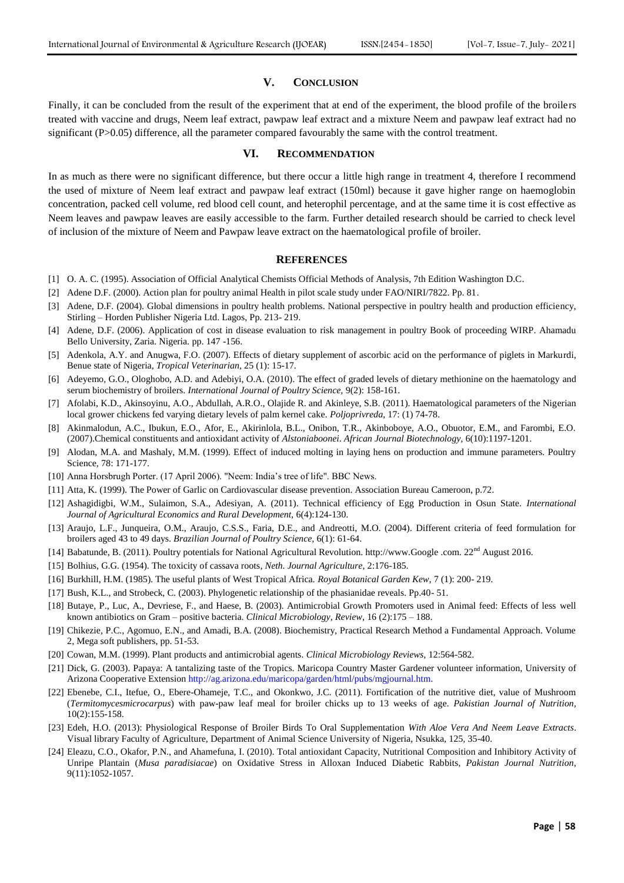## V. CONCLUSION

Finally, it can be concluded from the result of the experiment that at end of the experiment, the blood profile of the broilers treated with vaccine and drugs, Neem leaf extract, pawpaw leaf extract and a mixture Neem and pawpaw leaf extract had no significant (P>0.05) difference, all the parameter compared favourably the same with the control treatment.

## VI. RECOMMENDATION

In as much as there were no significant difference, but there occur a little high range in treatment 4, therefore I recommend the used of mixture of Neem leaf extract and pawpaw leaf extract (150ml) because it gave higher range on haemoglobin concentration, packed cell volume, red blood cell count, and heterophil percentage, and at the same time it is cost effective as Neem leaves and pawpaw leaves are easily accessible to the farm. Further detailed research should be carried to check level of inclusion of the mixture of Neem and Pawpaw leave extract on the haematological profile of broiler.

## REFERENCES

[1] O. A. C. (1995). Association of Official Analytical Chemists Official Methods of Analysis, 7th Edition Washington D.C.

[2] Adene D.F. (2000). Action plan for poultry animal Health in pilot scale study under FAO/NIRI/7822. Pp. 81.

[3] Adene, D.F. (2004). Global dimensions in poultry health problems. National perspective in poultry health and production efficiency, Stirling – Horden Publisher Nigeria Ltd. Lagos, Pp. 213- 219.

[4] Adene, D.F. (2006). Application of cost in disease evaluation to risk management in poultry Book of proceeding WIRP. Ahamadu Bello University, Zaria. Nigeria. pp. 147 -156.

[5] Adenkola, A.Y. and Anugwa, F.O. (2007). Effects of dietary supplement of ascorbic acid on the performance of piglets in Markurdi, Benue state of Nigeria, *Tropical Veterinarian*, 25 (1): 15-17.

[6] Adeyemo, G.O., Ologhobo, A.D. and Adebiyi, O.A. (2010). The effect of graded levels of dietary methionine on the haematology and serum biochemistry of broilers. *International Journal of Poultry Science*, 9(2): 158-161.

[7] Afolabi, K.D., Akinsoyinu, A.O., Abdullah, A.R.O., Olajide R. and Akinleye, S.B. (2011). Haematological parameters of the Nigerian local grower chickens fed varying dietary levels of palm kernel cake. *Poljoprivreda*, 17: (1) 74-78.

[8] Akinmalodun, A.C., Ibukun, E.O., Afor, E., Akirinlola, B.L., Onibon, T.R., Akinboboye, A.O., Obuotor, E.M., and Farombi, E.O. (2007).Chemical constituents and antioxidant activity of *Alstoniaboonei*. *African Journal Biotechnology*, 6(10):1197-1201.

[9] Alodan, M.A. and Mashaly, M.M. (1999). Effect of induced molting in laying hens on production and immune parameters. Poultry Science, 78: 171-177.

[10] Anna Horsbrugh Porter. (17 April 2006). "Neem: India's tree of life". BBC News.

[11] Atta, K. (1999). The Power of Garlic on Cardiovascular disease prevention. Association Bureau Cameroon, p.72.

[12] Ashagidigbi, W.M., Sulaimon, S.A., Adesiyan, A. (2011). Technical efficiency of Egg Production in Osun State. *International Journal of Agricultural Economics and Rural Development*, 6(4):124-130.

[13] Araujo, L.F., Junqueira, O.M., Araujo, C.S.S., Faria, D.E., and Andreotti, M.O. (2004). Different criteria of feed formulation for broilers aged 43 to 49 days. *Brazilian Journal of Poultry Science*, 6(1): 61-64.

[14] Babatunde, B. (2011). Poultry potentials for National Agricultural Revolution. http://www.Google .com. 22nd August 2016.

[15] Bolhius, G.G. (1954). The toxicity of cassava roots, *Neth. Journal Agriculture*, 2:176-185.

[16] Burkhill, H.M. (1985). The useful plants of West Tropical Africa. *Royal Botanical Garden Kew*, 7 (1): 200- 219.

[17] Bush, K.L., and Strobeck, C. (2003). Phylogenetic relationship of the phasianidae reveals. Pp.40- 51.

[18] Butaye, P., Luc, A., Devriese, F., and Haese, B. (2003). Antimicrobial Growth Promoters used in Animal feed: Effects of less well known antibiotics on Gram – positive bacteria. *Clinical Microbiology, Review*, 16 (2):175 – 188.

[19] Chikezie, P.C., Agomuo, E.N., and Amadi, B.A. (2008). Biochemistry, Practical Research Method a Fundamental Approach. Volume 2, Mega soft publishers, pp. 51-53.

[20] Cowan, M.M. (1999). Plant products and antimicrobial agents. *Clinical Microbiology Reviews*, 12:564-582.

[21] Dick, G. (2003). Papaya: A tantalizing taste of the Tropics. Maricopa Country Master Gardener volunteer information, University of Arizona Cooperative Extension http://ag.arizona.edu/maricopa/garden/html/pubs/mgjournal.htm.

[22] Ebenebe, C.I., Itefue, O., Ebere-Ohameje, T.C., and Okonkwo, J.C. (2011). Fortification of the nutritive diet, value of Mushroom (*Termitomycesmicrocarpus*) with paw-paw leaf meal for broiler chicks up to 13 weeks of age. *Pakistian Journal of Nutrition,* 10(2):155-158.

[23] Edeh, H.O. (2013): Physiological Response of Broiler Birds To Oral Supplementation *With Aloe Vera And Neem Leave Extracts*. Visual library Faculty of Agriculture, Department of Animal Science University of Nigeria, Nsukka, 125, 35-40.

[24] Eleazu, C.O., Okafor, P.N., and Ahamefuna, I. (2010). Total antioxidant Capacity, Nutritional Composition and Inhibitory Activity of Unripe Plantain (*Musa paradisiacae*) on Oxidative Stress in Alloxan Induced Diabetic Rabbits, *Pakistan Journal Nutrition*, 9(11):1052-1057.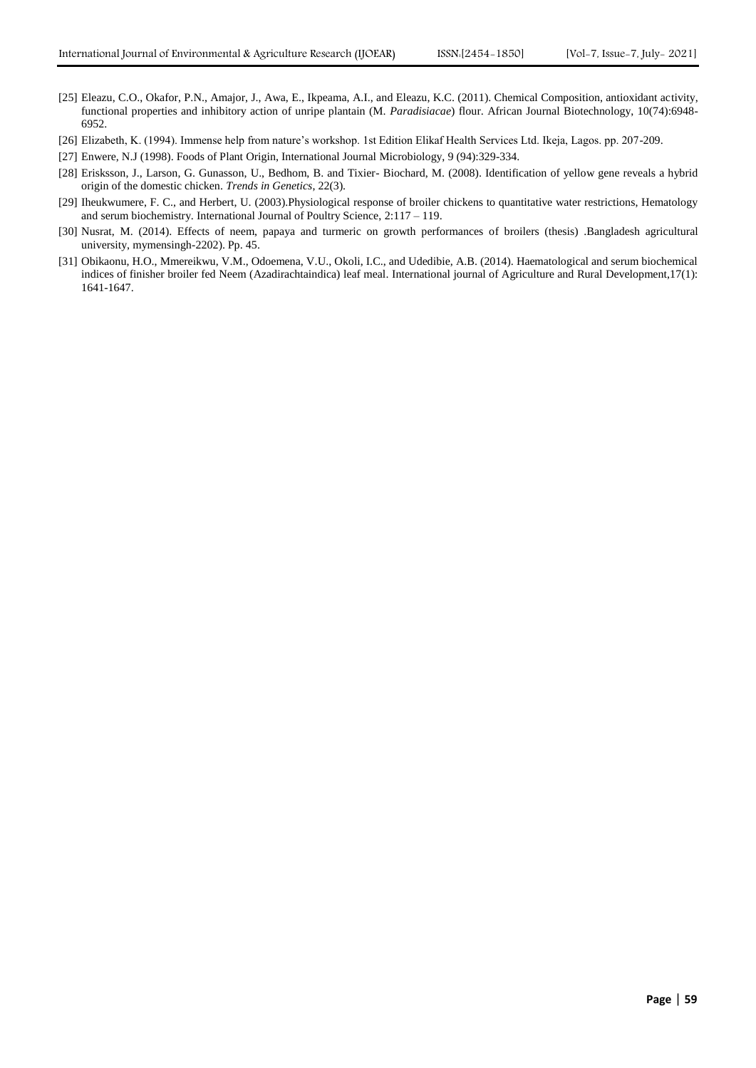[25] Eleazu, C.O., Okafor, P.N., Amajor, J., Awa, E., Ikpeama, A.I., and Eleazu, K.C. (2011). Chemical Composition, antioxidant activity, functional properties and inhibitory action of unripe plantain (M. *Paradisiacae*) flour. African Journal Biotechnology, 10(74):6948-6952.

[26] Elizabeth, K. (1994). Immense help from nature's workshop. 1st Edition Elikaf Health Services Ltd. Ikeja, Lagos. pp. 207-209.

[27] Enwere, N.J (1998). Foods of Plant Origin, International Journal Microbiology, 9 (94):329-334.

[28] Erisksson, J., Larson, G. Gunasson, U., Bedhom, B. and Tixier- Biochard, M. (2008). Identification of yellow gene reveals a hybrid origin of the domestic chicken. *Trends in Genetics*, 22(3).

[29] Iheukwumere, F. C., and Herbert, U. (2003).Physiological response of broiler chickens to quantitative water restrictions, Hematology and serum biochemistry. International Journal of Poultry Science, 2:117 – 119.

[30] Nusrat, M. (2014). Effects of neem, papaya and turmeric on growth performances of broilers (thesis) .Bangladesh agricultural university, mymensingh-2202). Pp. 45.

[31] Obikaonu, H.O., Mmereikwu, V.M., Odoemena, V.U., Okoli, I.C., and Udedibie, A.B. (2014). Haematological and serum biochemical indices of finisher broiler fed Neem (Azadirachtaindica) leaf meal. International journal of Agriculture and Rural Development,17(1): 1641-1647.